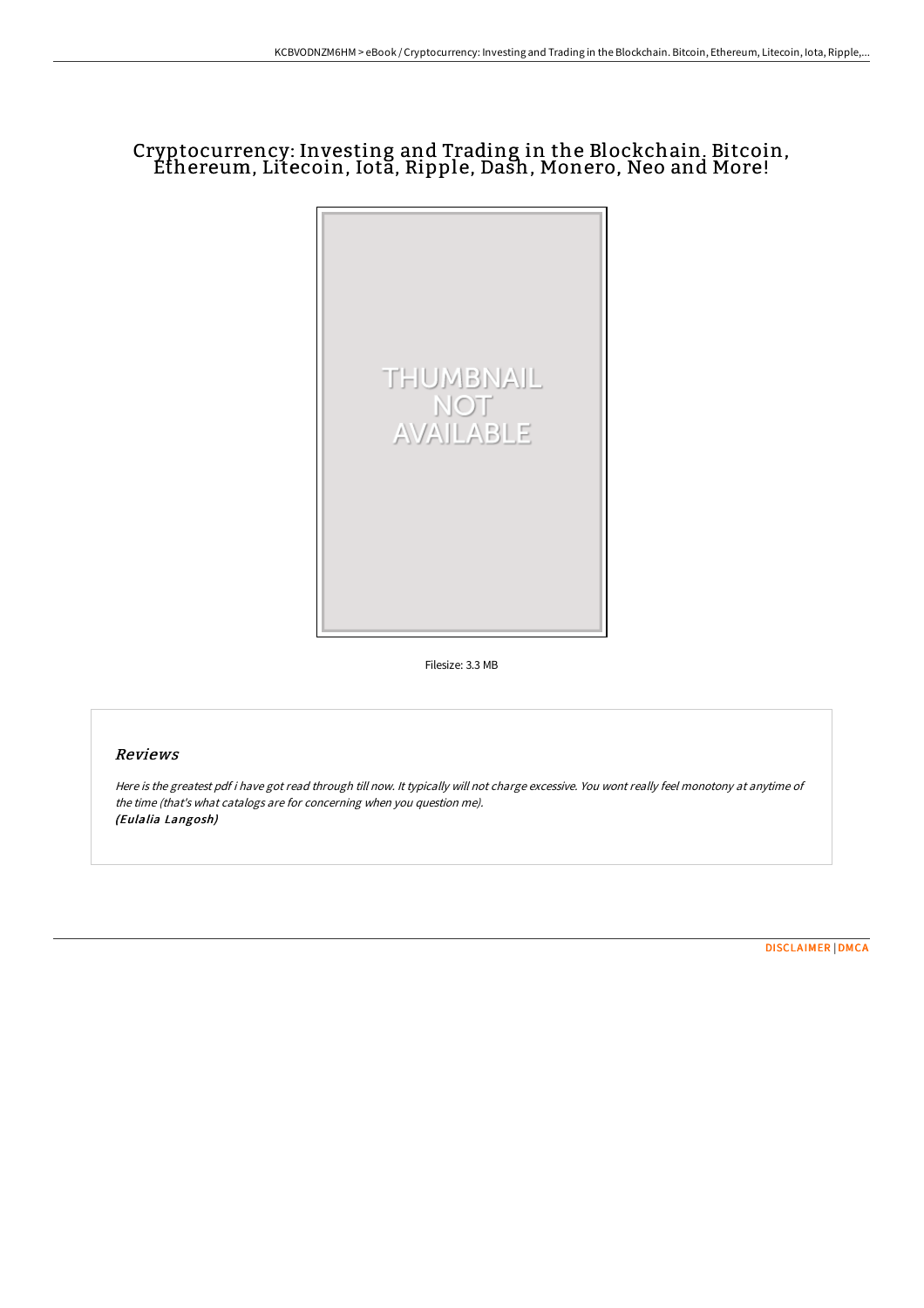# Cryptocurrency: Investing and Trading in the Blockchain. Bitcoin, Ethereum, Litecoin, Iota, Ripple, Dash, Monero, Neo and More!

THUMBNAIL NOT AVAILABLE

Filesize: 3.3 MB

## Reviews

*Here is the greatest pdf i have got read through till now. It typically will not charge excessive. You wont really feel monotony at anytime of the time (that's what catalogs are for concerning when you question me).*
***(Eulalia Langosh)***

DISCLAIMER | DMCA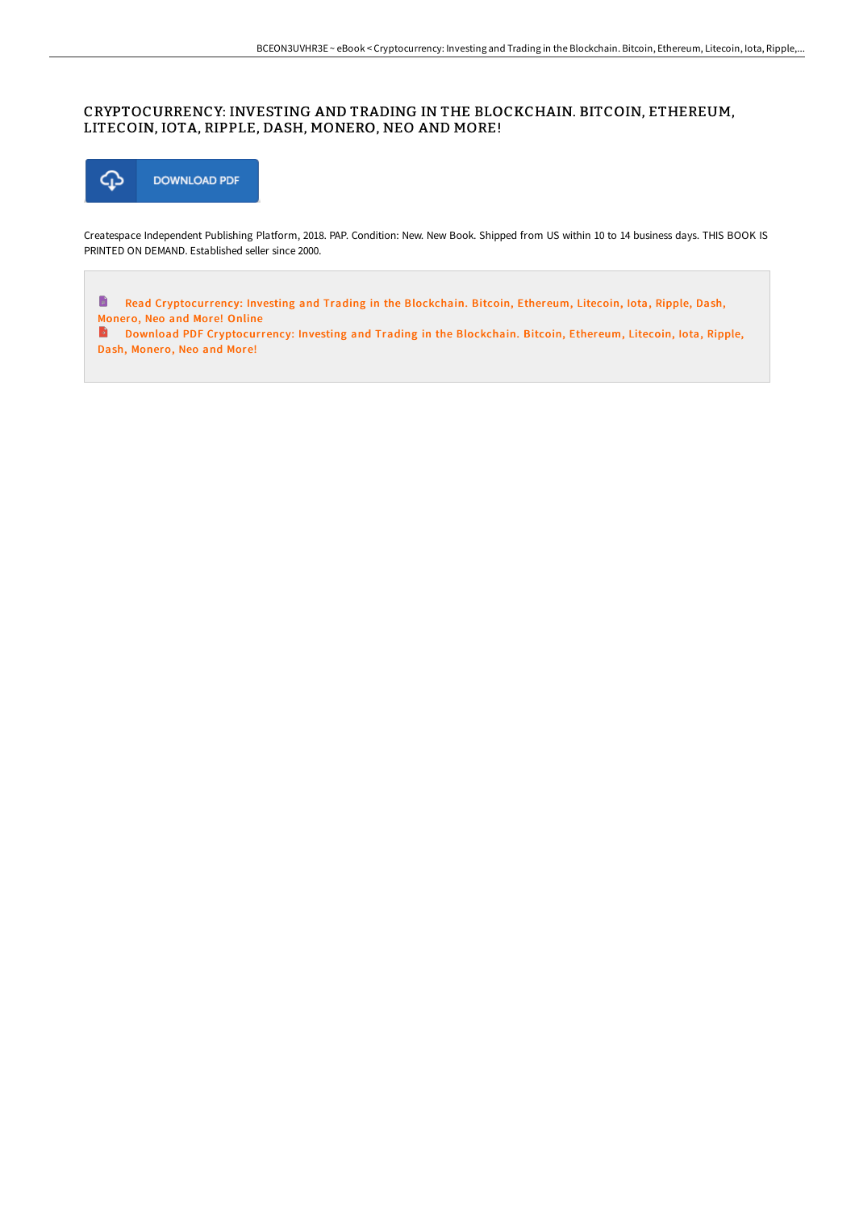# CRYPTOCURRENCY: INVESTING AND TRADING IN THE BLOCKCHAIN. BITCOIN, ETHEREUM, LITECOIN, IOTA, RIPPLE, DASH, MONERO, NEO AND MORE!

DOWNLOAD PDF

Createspace Independent Publishing Platform, 2018. PAP. Condition: New. New Book. Shipped from US within 10 to 14 business days. THIS BOOK IS PRINTED ON DEMAND. Established seller since 2000.

Read Cryptocurrency: Investing and Trading in the Blockchain. Bitcoin, Ethereum, Litecoin, Iota, Ripple, Dash, Monero, Neo and More! Online

Download PDF Cryptocurrency: Investing and Trading in the Blockchain. Bitcoin, Ethereum, Litecoin, Iota, Ripple, Dash, Monero, Neo and More!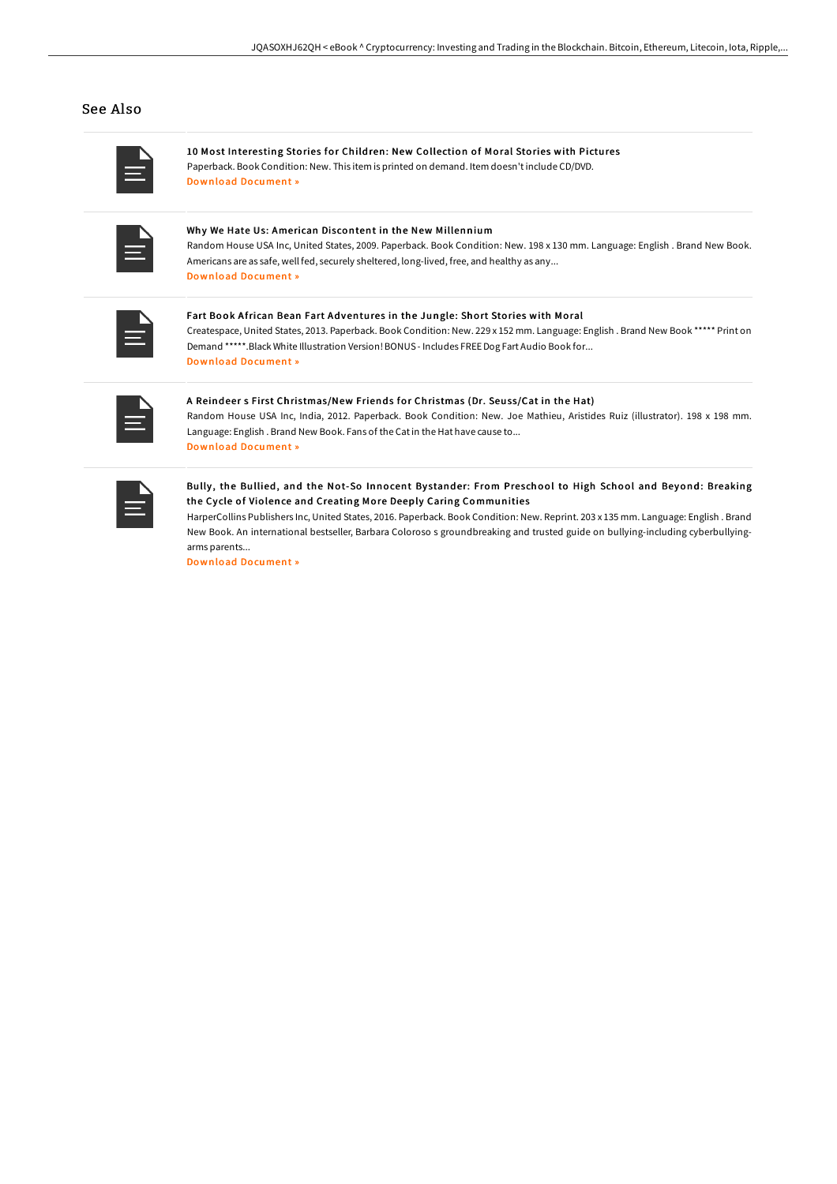## See Also

**10 Most Interesting Stories for Children: New Collection of Moral Stories with Pictures**
Paperback. Book Condition: New. This item is printed on demand. Item doesn't include CD/DVD.
Download Document »

**Why We Hate Us: American Discontent in the New Millennium**
Random House USA Inc, United States, 2009. Paperback. Book Condition: New. 198 x 130 mm. Language: English . Brand New Book. Americans are as safe, well fed, securely sheltered, long-lived, free, and healthy as any...
Download Document »

**Fart Book African Bean Fart Adventures in the Jungle: Short Stories with Moral**
Createspace, United States, 2013. Paperback. Book Condition: New. 229 x 152 mm. Language: English . Brand New Book ***** Print on Demand *****.Black White Illustration Version! BONUS - Includes FREE Dog Fart Audio Book for...
Download Document »

**A Reindeer s First Christmas/New Friends for Christmas (Dr. Seuss/Cat in the Hat)**
Random House USA Inc, India, 2012. Paperback. Book Condition: New. Joe Mathieu, Aristides Ruiz (illustrator). 198 x 198 mm. Language: English . Brand New Book. Fans of the Cat in the Hat have cause to...
Download Document »

**Bully, the Bullied, and the Not-So Innocent Bystander: From Preschool to High School and Beyond: Breaking the Cycle of Violence and Creating More Deeply Caring Communities**
HarperCollins Publishers Inc, United States, 2016. Paperback. Book Condition: New. Reprint. 203 x 135 mm. Language: English . Brand New Book. An international bestseller, Barbara Coloroso s groundbreaking and trusted guide on bullying-including cyberbullying-arms parents...
Download Document »